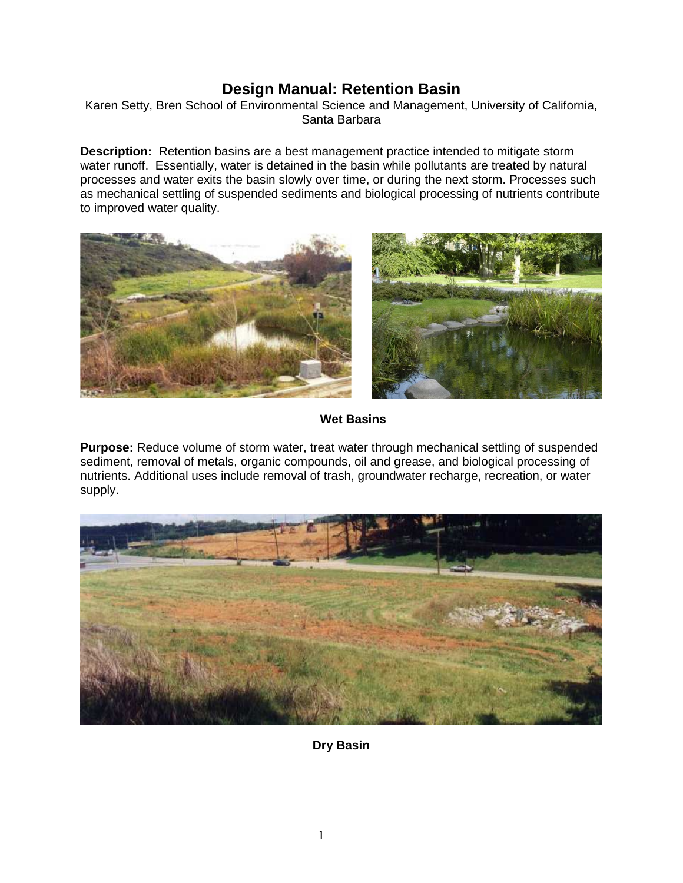# Design Manual: Retention Basin

Karen Setty, Bren School of Environmental Science and Management, University of California, Santa Barbara

**Description:** Retention basins are a best management practice intended to mitigate storm water runoff. Essentially, water is detained in the basin while pollutants are treated by natural processes and water exits the basin slowly over time, or during the next storm. Processes such as mechanical settling of suspended sediments and biological processing of nutrients contribute to improved water quality.

**Wet Basins**

**Purpose:** Reduce volume of storm water, treat water through mechanical settling of suspended sediment, removal of metals, organic compounds, oil and grease, and biological processing of nutrients. Additional uses include removal of trash, groundwater recharge, recreation, or water supply.

**Dry Basin**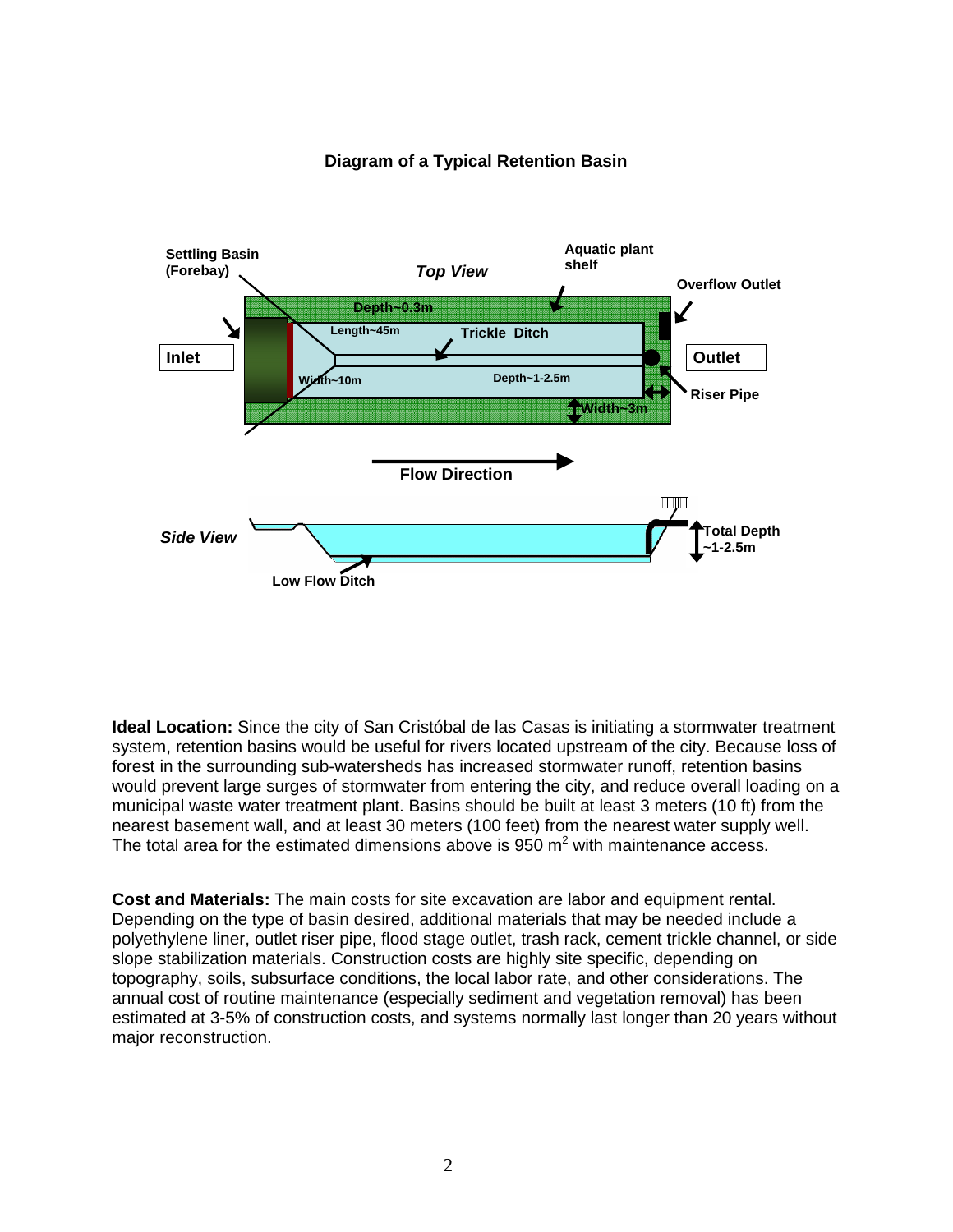**Diagram of a Typical Retention Basin**

Settling Basin (Forebay)

*Top View*

Aquatic plant shelf

Overflow Outlet

Depth~0.3m

Length~45m

Trickle Ditch

Inlet

Outlet

Width~10m

Depth~1-2.5m

Riser Pipe

Width~3m

Flow Direction

*Side View*

Total Depth ~1-2.5m

Low Flow Ditch

**Ideal Location:** Since the city of San Cristóbal de las Casas is initiating a stormwater treatment system, retention basins would be useful for rivers located upstream of the city. Because loss of forest in the surrounding sub-watersheds has increased stormwater runoff, retention basins would prevent large surges of stormwater from entering the city, and reduce overall loading on a municipal waste water treatment plant. Basins should be built at least 3 meters (10 ft) from the nearest basement wall, and at least 30 meters (100 feet) from the nearest water supply well. The total area for the estimated dimensions above is 950 $m^2$ with maintenance access.

**Cost and Materials:** The main costs for site excavation are labor and equipment rental. Depending on the type of basin desired, additional materials that may be needed include a polyethylene liner, outlet riser pipe, flood stage outlet, trash rack, cement trickle channel, or side slope stabilization materials. Construction costs are highly site specific, depending on topography, soils, subsurface conditions, the local labor rate, and other considerations. The annual cost of routine maintenance (especially sediment and vegetation removal) has been estimated at 3-5% of construction costs, and systems normally last longer than 20 years without major reconstruction.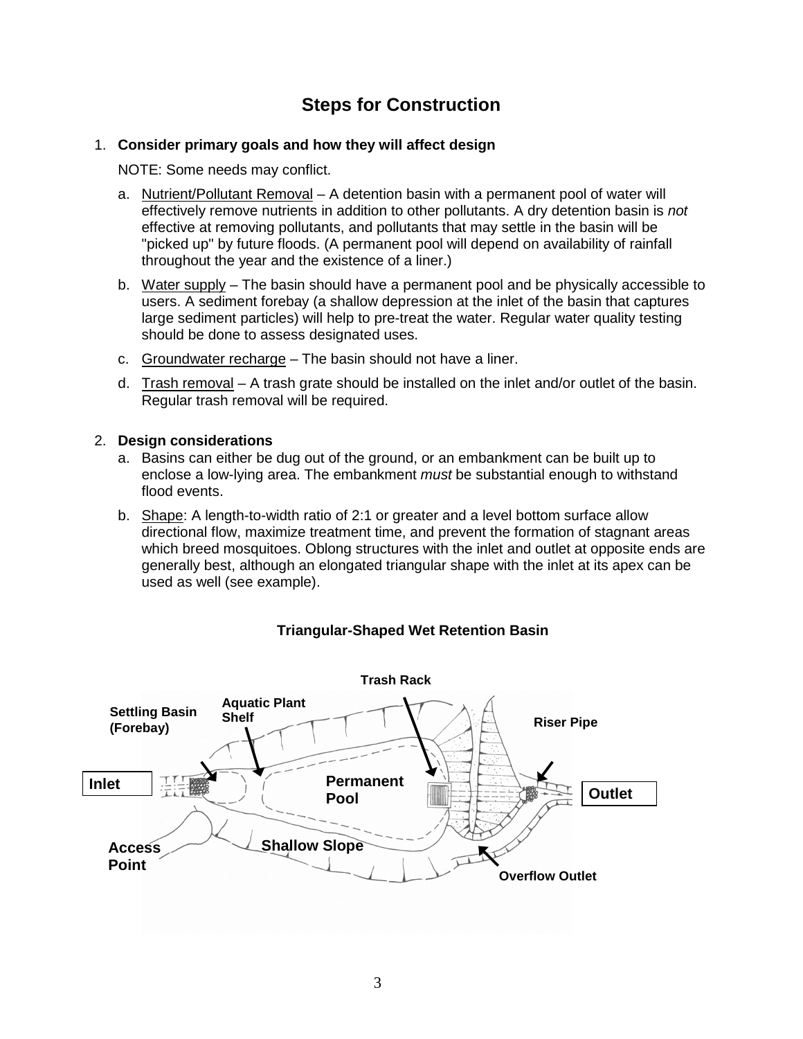# Steps for Construction

1. **Consider primary goals and how they will affect design**

   NOTE: Some needs may conflict.

   a. Nutrient/Pollutant Removal – A detention basin with a permanent pool of water will effectively remove nutrients in addition to other pollutants. A dry detention basin is *not* effective at removing pollutants, and pollutants that may settle in the basin will be "picked up" by future floods. (A permanent pool will depend on availability of rainfall throughout the year and the existence of a liner.)

   b. Water supply – The basin should have a permanent pool and be physically accessible to users. A sediment forebay (a shallow depression at the inlet of the basin that captures large sediment particles) will help to pre-treat the water. Regular water quality testing should be done to assess designated uses.

   c. Groundwater recharge – The basin should not have a liner.

   d. Trash removal – A trash grate should be installed on the inlet and/or outlet of the basin. Regular trash removal will be required.

2. **Design considerations**

   a. Basins can either be dug out of the ground, or an embankment can be built up to enclose a low-lying area. The embankment *must* be substantial enough to withstand flood events.

   b. Shape: A length-to-width ratio of 2:1 or greater and a level bottom surface allow directional flow, maximize treatment time, and prevent the formation of stagnant areas which breed mosquitoes. Oblong structures with the inlet and outlet at opposite ends are generally best, although an elongated triangular shape with the inlet at its apex can be used as well (see example).

**Triangular-Shaped Wet Retention Basin**

Trash Rack, Aquatic Plant Shelf, Settling Basin (Forebay), Riser Pipe, Inlet, Permanent Pool, Outlet, Access Point, Shallow Slope, Overflow Outlet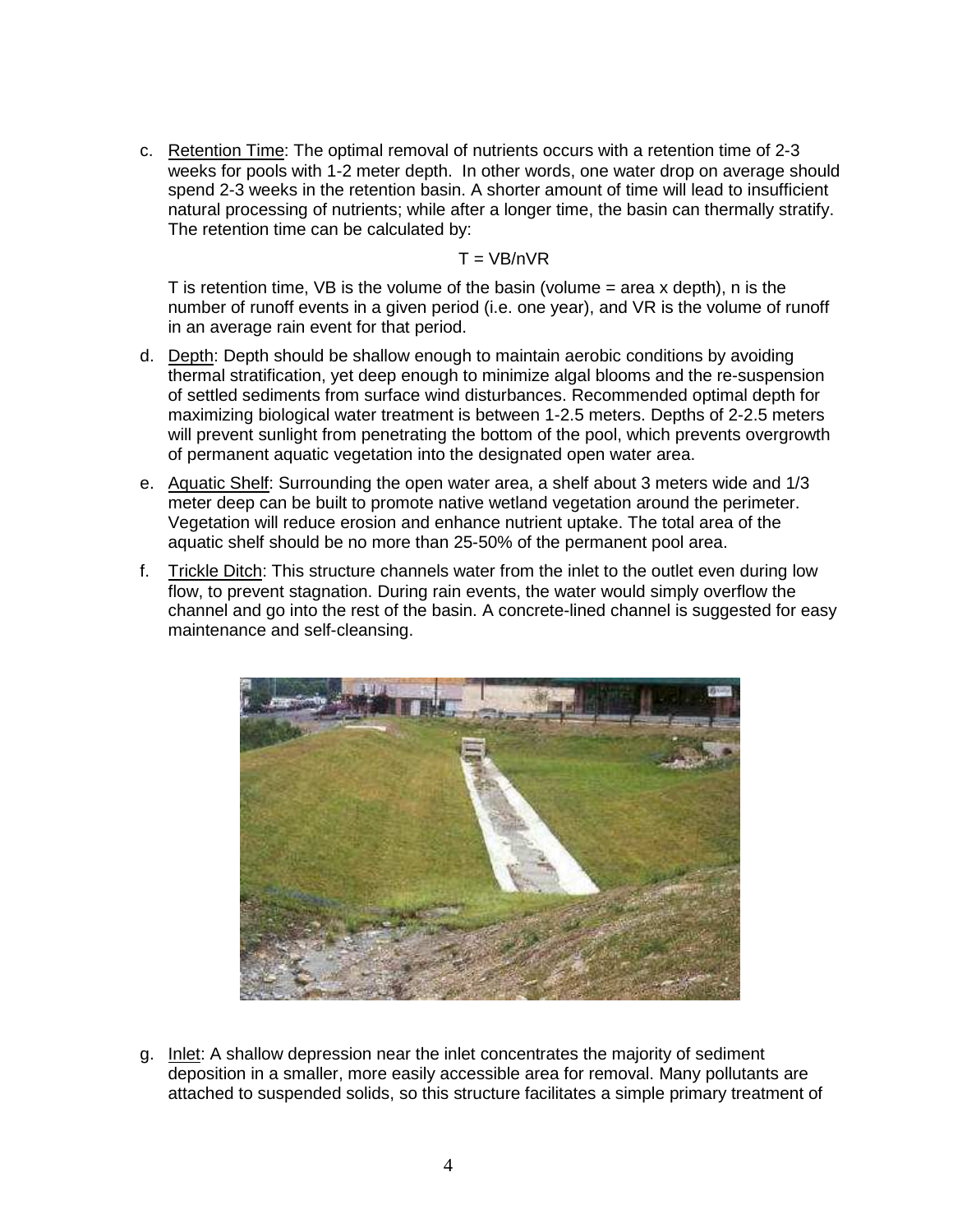c. Retention Time: The optimal removal of nutrients occurs with a retention time of 2-3 weeks for pools with 1-2 meter depth. In other words, one water drop on average should spend 2-3 weeks in the retention basin. A shorter amount of time will lead to insufficient natural processing of nutrients; while after a longer time, the basin can thermally stratify. The retention time can be calculated by:

$$T = VB/nVR$$

T is retention time, VB is the volume of the basin (volume = area x depth), n is the number of runoff events in a given period (i.e. one year), and VR is the volume of runoff in an average rain event for that period.

d. Depth: Depth should be shallow enough to maintain aerobic conditions by avoiding thermal stratification, yet deep enough to minimize algal blooms and the re-suspension of settled sediments from surface wind disturbances. Recommended optimal depth for maximizing biological water treatment is between 1-2.5 meters. Depths of 2-2.5 meters will prevent sunlight from penetrating the bottom of the pool, which prevents overgrowth of permanent aquatic vegetation into the designated open water area.

e. Aquatic Shelf: Surrounding the open water area, a shelf about 3 meters wide and 1/3 meter deep can be built to promote native wetland vegetation around the perimeter. Vegetation will reduce erosion and enhance nutrient uptake. The total area of the aquatic shelf should be no more than 25-50% of the permanent pool area.

f. Trickle Ditch: This structure channels water from the inlet to the outlet even during low flow, to prevent stagnation. During rain events, the water would simply overflow the channel and go into the rest of the basin. A concrete-lined channel is suggested for easy maintenance and self-cleansing.

g. Inlet: A shallow depression near the inlet concentrates the majority of sediment deposition in a smaller, more easily accessible area for removal. Many pollutants are attached to suspended solids, so this structure facilitates a simple primary treatment of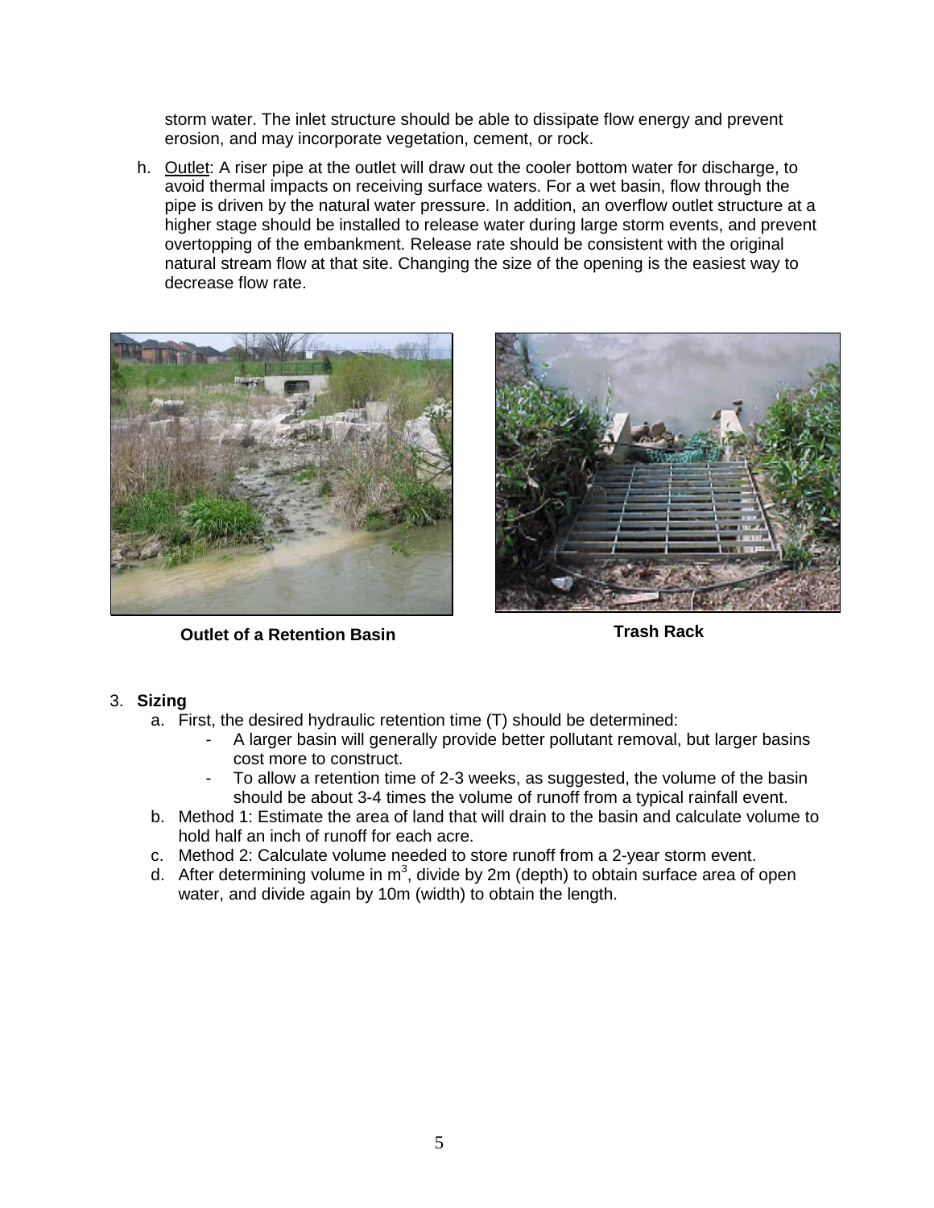storm water. The inlet structure should be able to dissipate flow energy and prevent erosion, and may incorporate vegetation, cement, or rock.

h. Outlet: A riser pipe at the outlet will draw out the cooler bottom water for discharge, to avoid thermal impacts on receiving surface waters. For a wet basin, flow through the pipe is driven by the natural water pressure. In addition, an overflow outlet structure at a higher stage should be installed to release water during large storm events, and prevent overtopping of the embankment. Release rate should be consistent with the original natural stream flow at that site. Changing the size of the opening is the easiest way to decrease flow rate.

**Outlet of a Retention Basin**

**Trash Rack**

3. **Sizing**
   a. First, the desired hydraulic retention time (T) should be determined:
      - A larger basin will generally provide better pollutant removal, but larger basins cost more to construct.
      - To allow a retention time of 2-3 weeks, as suggested, the volume of the basin should be about 3-4 times the volume of runoff from a typical rainfall event.
   b. Method 1: Estimate the area of land that will drain to the basin and calculate volume to hold half an inch of runoff for each acre.
   c. Method 2: Calculate volume needed to store runoff from a 2-year storm event.
   d. After determining volume in $m^3$, divide by 2m (depth) to obtain surface area of open water, and divide again by 10m (width) to obtain the length.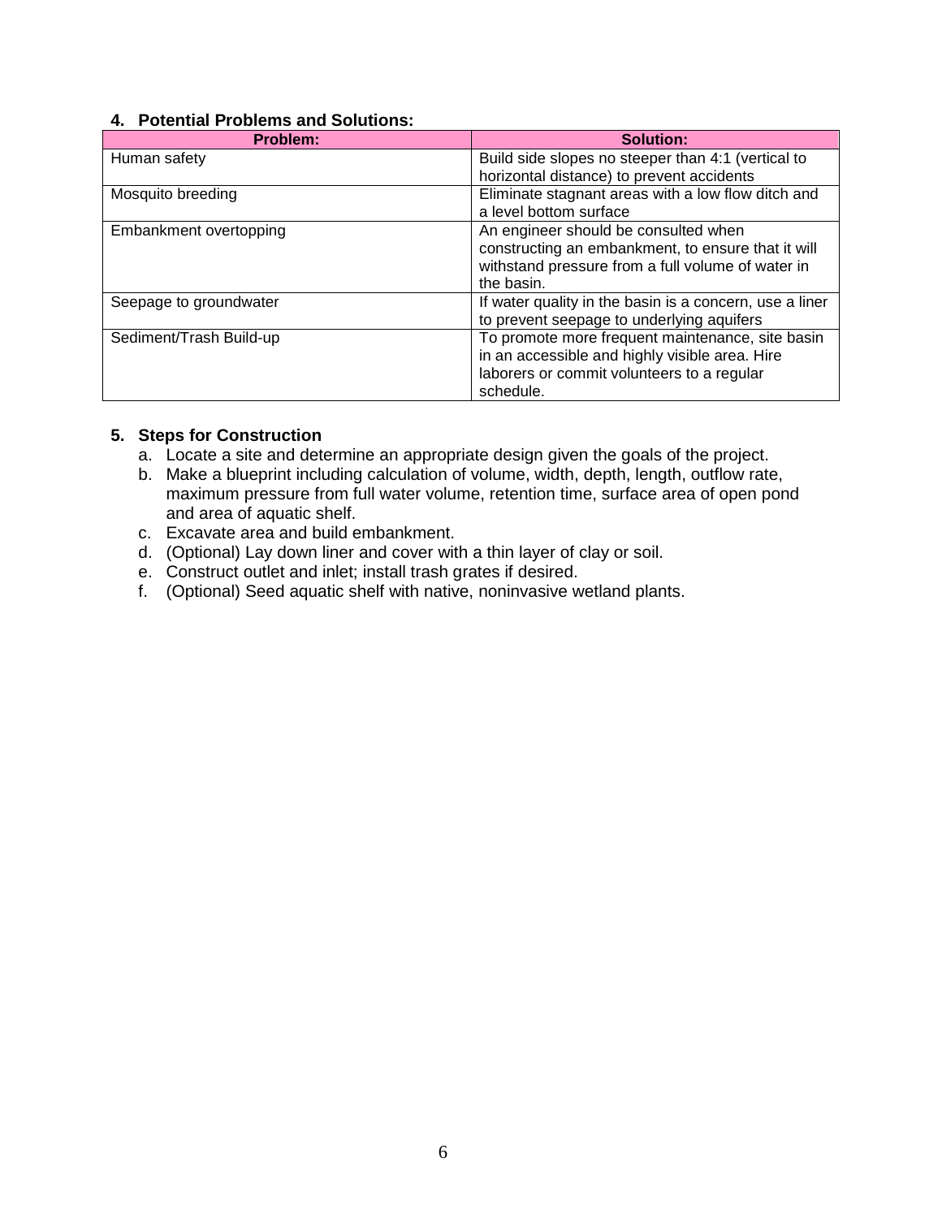### 4. Potential Problems and Solutions:

| Problem: | Solution: |
|---|---|
| Human safety | Build side slopes no steeper than 4:1 (vertical to horizontal distance) to prevent accidents |
| Mosquito breeding | Eliminate stagnant areas with a low flow ditch and a level bottom surface |
| Embankment overtopping | An engineer should be consulted when constructing an embankment, to ensure that it will withstand pressure from a full volume of water in the basin. |
| Seepage to groundwater | If water quality in the basin is a concern, use a liner to prevent seepage to underlying aquifers |
| Sediment/Trash Build-up | To promote more frequent maintenance, site basin in an accessible and highly visible area. Hire laborers or commit volunteers to a regular schedule. |

### 5. Steps for Construction

a. Locate a site and determine an appropriate design given the goals of the project.
b. Make a blueprint including calculation of volume, width, depth, length, outflow rate, maximum pressure from full water volume, retention time, surface area of open pond and area of aquatic shelf.
c. Excavate area and build embankment.
d. (Optional) Lay down liner and cover with a thin layer of clay or soil.
e. Construct outlet and inlet; install trash grates if desired.
f. (Optional) Seed aquatic shelf with native, noninvasive wetland plants.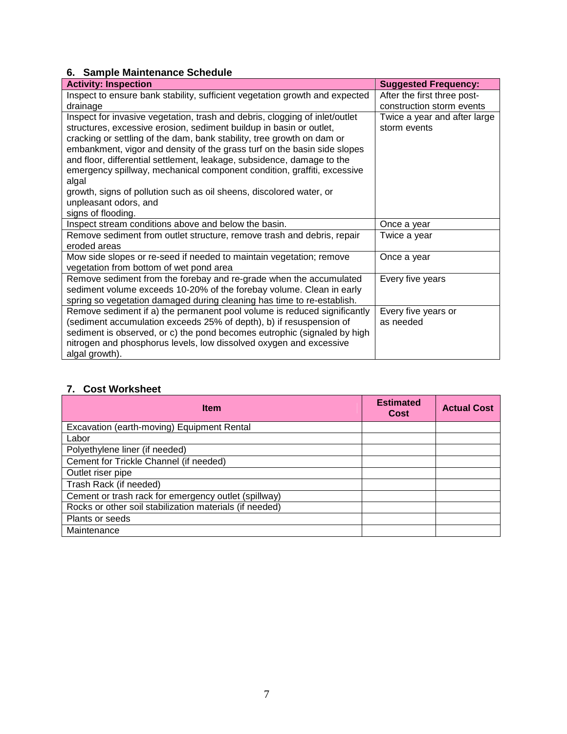## 6. Sample Maintenance Schedule

| Activity: Inspection | Suggested Frequency: |
|---|---|
| Inspect to ensure bank stability, sufficient vegetation growth and expected drainage | After the first three post-construction storm events |
| Inspect for invasive vegetation, trash and debris, clogging of inlet/outlet structures, excessive erosion, sediment buildup in basin or outlet, cracking or settling of the dam, bank stability, tree growth on dam or embankment, vigor and density of the grass turf on the basin side slopes and floor, differential settlement, leakage, subsidence, damage to the emergency spillway, mechanical component condition, graffiti, excessive algal growth, signs of pollution such as oil sheens, discolored water, or unpleasant odors, and signs of flooding. | Twice a year and after large storm events |
| Inspect stream conditions above and below the basin. | Once a year |
| Remove sediment from outlet structure, remove trash and debris, repair eroded areas | Twice a year |
| Mow side slopes or re-seed if needed to maintain vegetation; remove vegetation from bottom of wet pond area | Once a year |
| Remove sediment from the forebay and re-grade when the accumulated sediment volume exceeds 10-20% of the forebay volume. Clean in early spring so vegetation damaged during cleaning has time to re-establish. | Every five years |
| Remove sediment if a) the permanent pool volume is reduced significantly (sediment accumulation exceeds 25% of depth), b) if resuspension of sediment is observed, or c) the pond becomes eutrophic (signaled by high nitrogen and phosphorus levels, low dissolved oxygen and excessive algal growth). | Every five years or as needed |

## 7. Cost Worksheet

| Item | Estimated Cost | Actual Cost |
|---|---|---|
| Excavation (earth-moving) Equipment Rental | | |
| Labor | | |
| Polyethylene liner (if needed) | | |
| Cement for Trickle Channel (if needed) | | |
| Outlet riser pipe | | |
| Trash Rack (if needed) | | |
| Cement or trash rack for emergency outlet (spillway) | | |
| Rocks or other soil stabilization materials (if needed) | | |
| Plants or seeds | | |
| Maintenance | | |